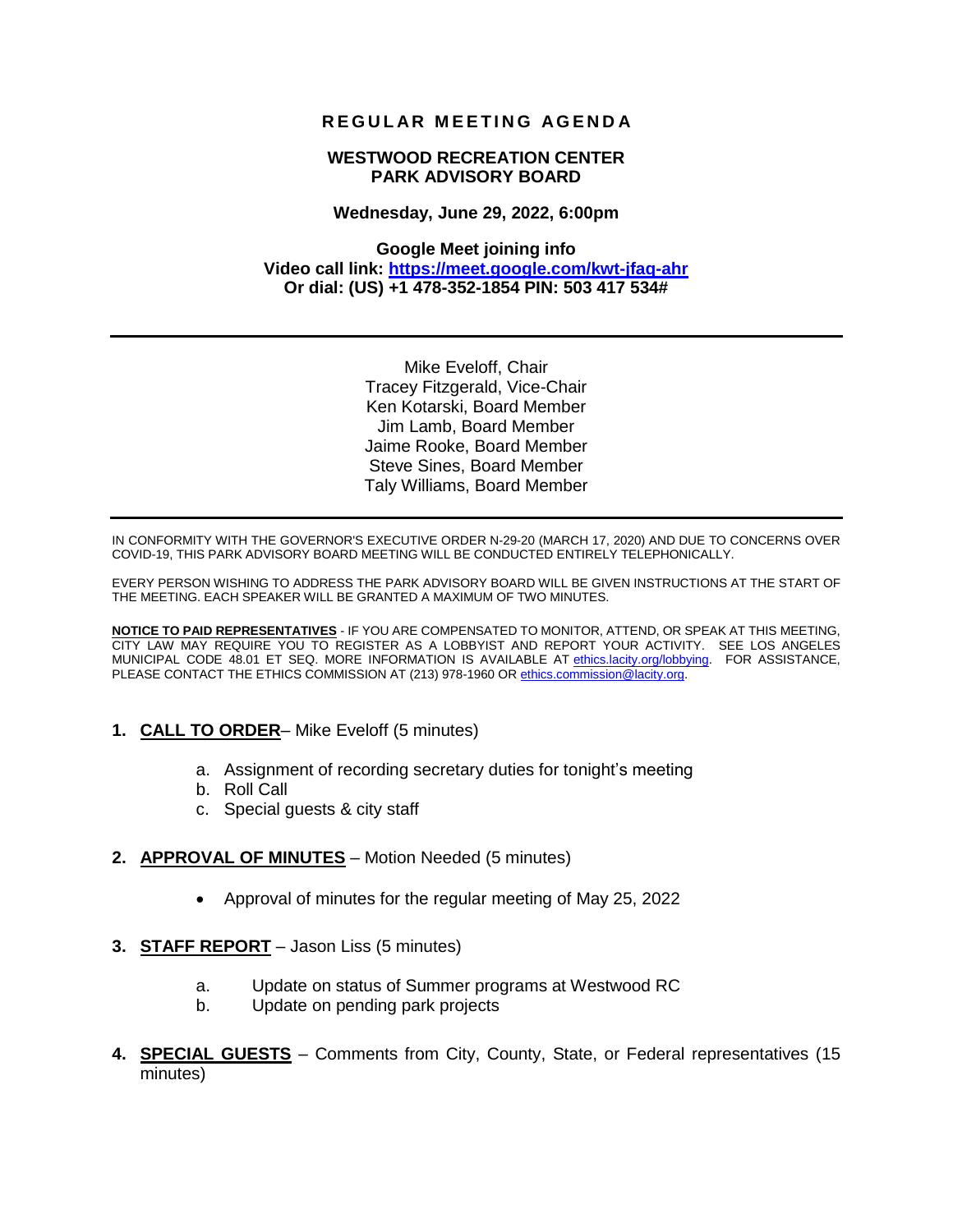# REGULAR MEETING AGENDA

## WESTWOOD RECREATION CENTER
## PARK ADVISORY BOARD

**Wednesday, June 29, 2022, 6:00pm**

**Google Meet joining info**
**Video call link: [https://meet.google.com/kwt-jfaq-ahr](https://meet.google.com/kwt-jfaq-ahr)**
**Or dial: (US) +1 478-352-1854 PIN: 503 417 534#**

---

Mike Eveloff, Chair
Tracey Fitzgerald, Vice-Chair
Ken Kotarski, Board Member
Jim Lamb, Board Member
Jaime Rooke, Board Member
Steve Sines, Board Member
Taly Williams, Board Member

---

IN CONFORMITY WITH THE GOVERNOR'S EXECUTIVE ORDER N-29-20 (MARCH 17, 2020) AND DUE TO CONCERNS OVER COVID-19, THIS PARK ADVISORY BOARD MEETING WILL BE CONDUCTED ENTIRELY TELEPHONICALLY.

EVERY PERSON WISHING TO ADDRESS THE PARK ADVISORY BOARD WILL BE GIVEN INSTRUCTIONS AT THE START OF THE MEETING. EACH SPEAKER WILL BE GRANTED A MAXIMUM OF TWO MINUTES.

**NOTICE TO PAID REPRESENTATIVES** - IF YOU ARE COMPENSATED TO MONITOR, ATTEND, OR SPEAK AT THIS MEETING, CITY LAW MAY REQUIRE YOU TO REGISTER AS A LOBBYIST AND REPORT YOUR ACTIVITY. SEE LOS ANGELES MUNICIPAL CODE 48.01 ET SEQ. MORE INFORMATION IS AVAILABLE AT ethics.lacity.org/lobbying. FOR ASSISTANCE, PLEASE CONTACT THE ETHICS COMMISSION AT (213) 978-1960 OR ethics.commission@lacity.org.

1. **CALL TO ORDER**– Mike Eveloff (5 minutes)
   a. Assignment of recording secretary duties for tonight's meeting
   b. Roll Call
   c. Special guests & city staff

2. **APPROVAL OF MINUTES** – Motion Needed (5 minutes)
   - Approval of minutes for the regular meeting of May 25, 2022

3. **STAFF REPORT** – Jason Liss (5 minutes)
   a. Update on status of Summer programs at Westwood RC
   b. Update on pending park projects

4. **SPECIAL GUESTS** – Comments from City, County, State, or Federal representatives (15 minutes)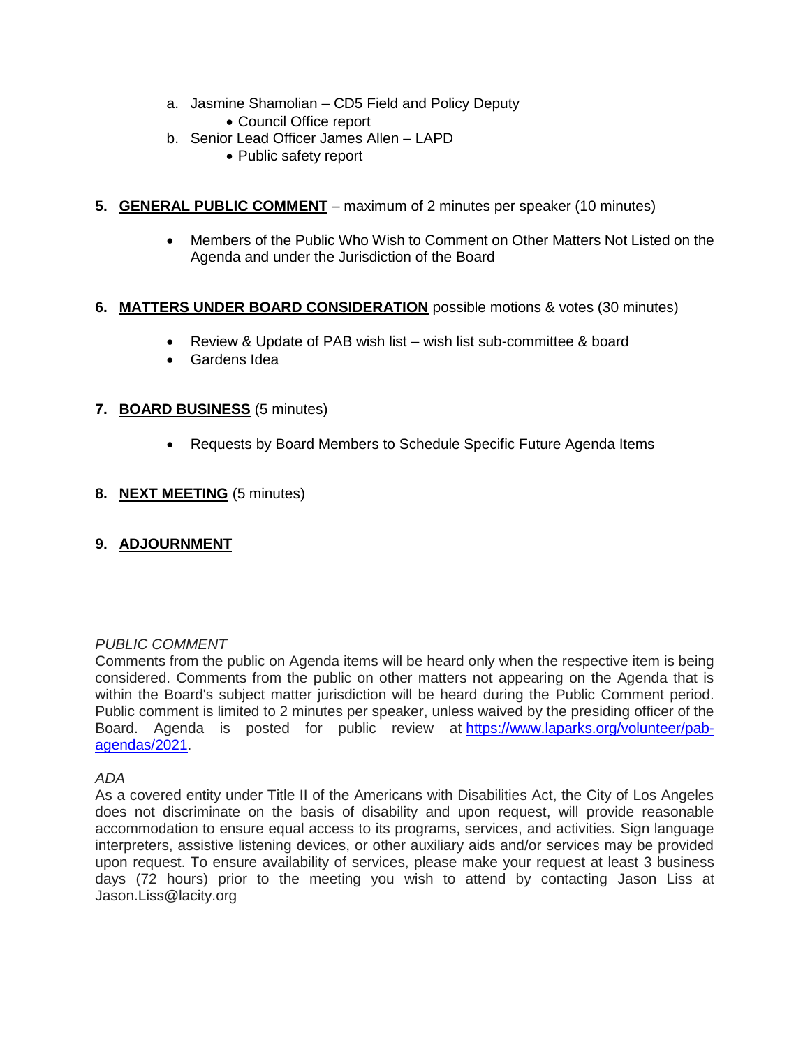a. Jasmine Shamolian – CD5 Field and Policy Deputy
      - Council Office report
   b. Senior Lead Officer James Allen – LAPD
      - Public safety report

5. **GENERAL PUBLIC COMMENT** – maximum of 2 minutes per speaker (10 minutes)

   - Members of the Public Who Wish to Comment on Other Matters Not Listed on the Agenda and under the Jurisdiction of the Board

6. **MATTERS UNDER BOARD CONSIDERATION** possible motions & votes (30 minutes)

   - Review & Update of PAB wish list – wish list sub-committee & board
   - Gardens Idea

7. **BOARD BUSINESS** (5 minutes)

   - Requests by Board Members to Schedule Specific Future Agenda Items

8. **NEXT MEETING** (5 minutes)

9. **ADJOURNMENT**

*PUBLIC COMMENT*
Comments from the public on Agenda items will be heard only when the respective item is being considered. Comments from the public on other matters not appearing on the Agenda that is within the Board's subject matter jurisdiction will be heard during the Public Comment period. Public comment is limited to 2 minutes per speaker, unless waived by the presiding officer of the Board. Agenda is posted for public review at [https://www.laparks.org/volunteer/pab-agendas/2021](https://www.laparks.org/volunteer/pab-agendas/2021).

*ADA*
As a covered entity under Title II of the Americans with Disabilities Act, the City of Los Angeles does not discriminate on the basis of disability and upon request, will provide reasonable accommodation to ensure equal access to its programs, services, and activities. Sign language interpreters, assistive listening devices, or other auxiliary aids and/or services may be provided upon request. To ensure availability of services, please make your request at least 3 business days (72 hours) prior to the meeting you wish to attend by contacting Jason Liss at Jason.Liss@lacity.org